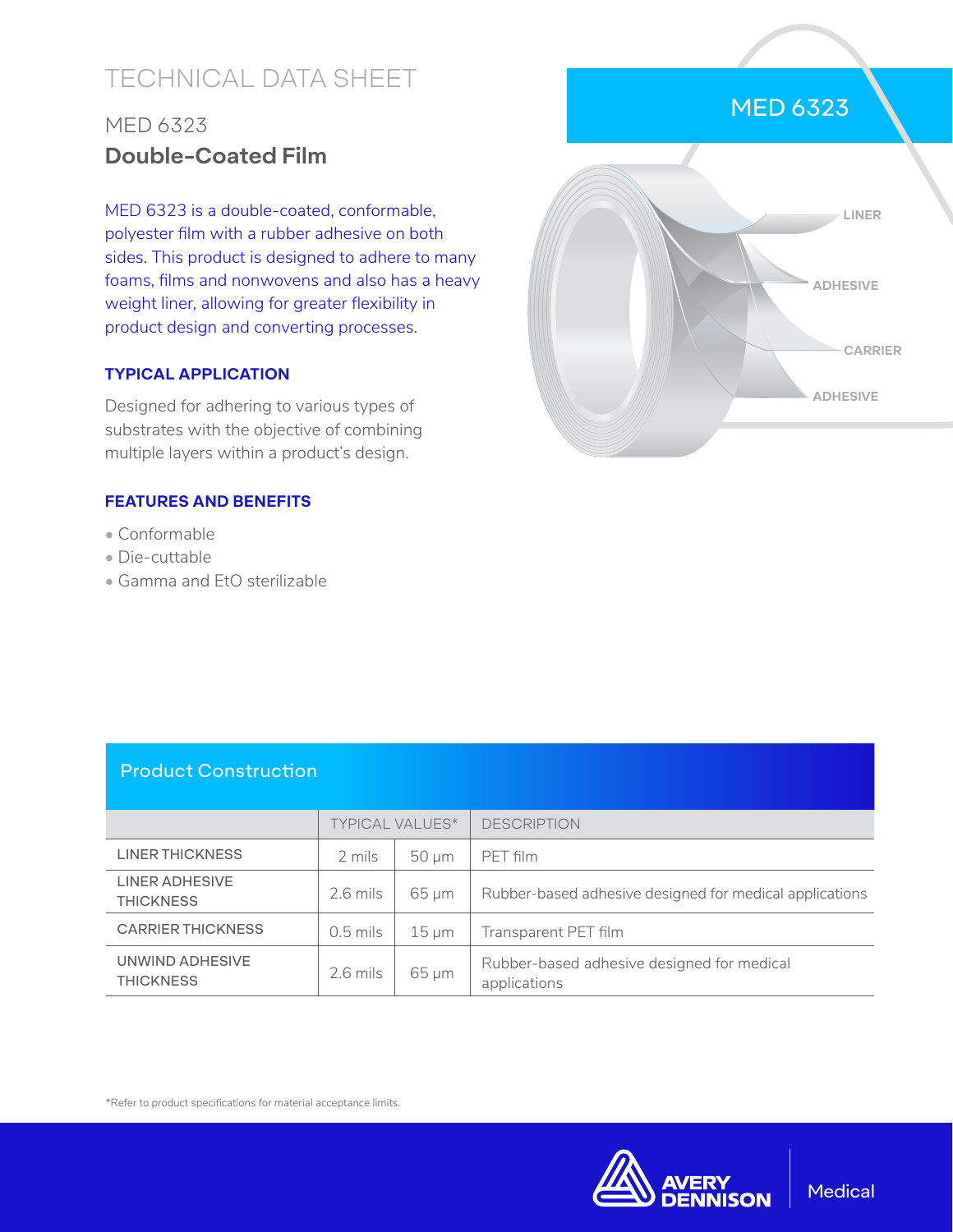# TECHNICAL DATA SHEET

## MED 6323

## Double-Coated Film

MED 6323 is a double-coated, conformable, polyester film with a rubber adhesive on both sides. This product is designed to adhere to many foams, films and nonwovens and also has a heavy weight liner, allowing for greater flexibility in product design and converting processes.

### TYPICAL APPLICATION

Designed for adhering to various types of substrates with the objective of combining multiple layers within a product's design.

### FEATURES AND BENEFITS

- Conformable
- Die-cuttable
- Gamma and EtO sterilizable

MED 6323

LINER

ADHESIVE

CARRIER

ADHESIVE

## Product Construction

| | TYPICAL VALUES* | | DESCRIPTION |
|---|---|---|---|
| LINER THICKNESS | 2 mils | 50 µm | PET film |
| LINER ADHESIVE THICKNESS | 2.6 mils | 65 µm | Rubber-based adhesive designed for medical applications |
| CARRIER THICKNESS | 0.5 mils | 15 µm | Transparent PET film |
| UNWIND ADHESIVE THICKNESS | 2.6 mils | 65 µm | Rubber-based adhesive designed for medical applications |

*Refer to product specifications for material acceptance limits.

AVERY DENNISON | Medical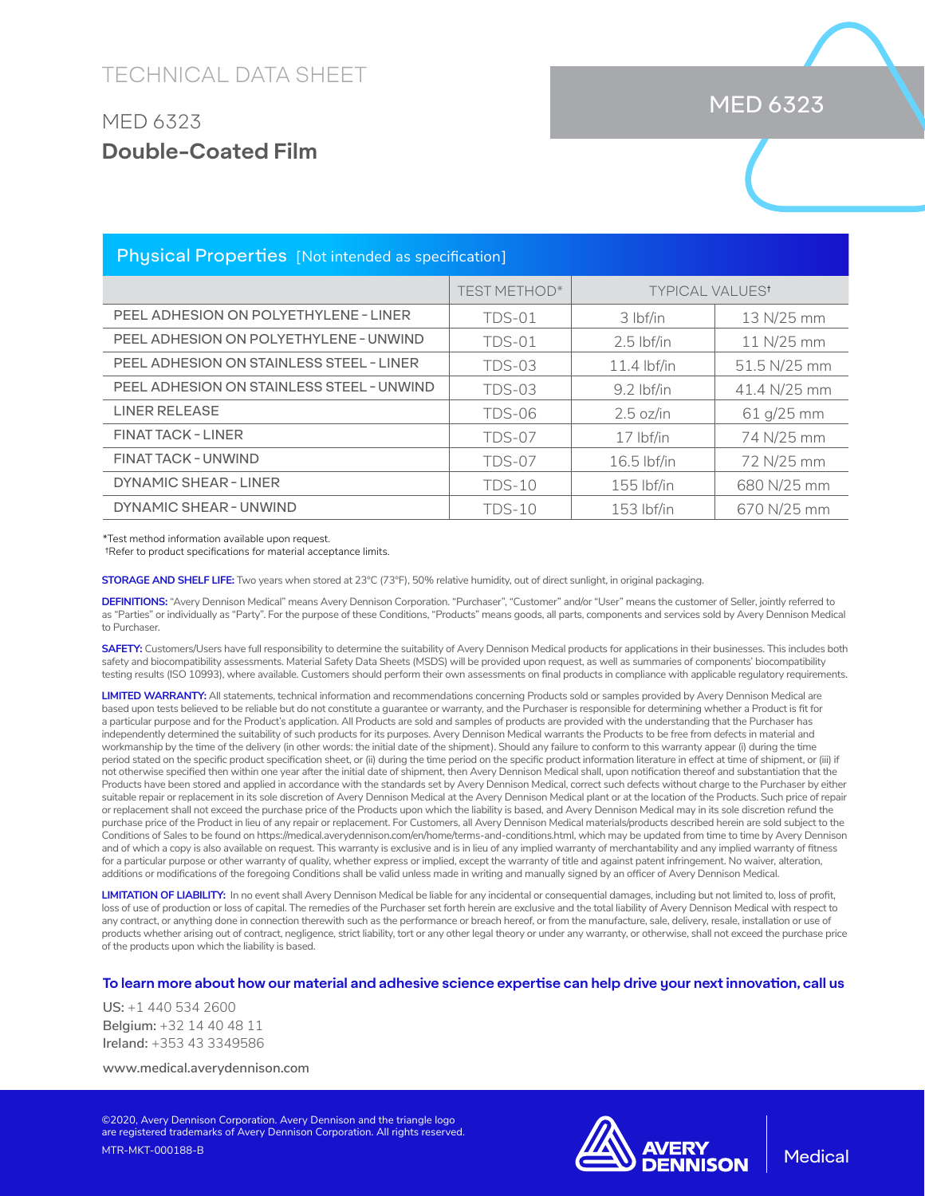# TECHNICAL DATA SHEET

## MED 6323

## Double-Coated Film

MED 6323

### Physical Properties [Not intended as specification]

| | TEST METHOD* | TYPICAL VALUES† | |
|---|---|---|---|
| PEEL ADHESION ON POLYETHYLENE - LINER | TDS-01 | 3 lbf/in | 13 N/25 mm |
| PEEL ADHESION ON POLYETHYLENE - UNWIND | TDS-01 | 2.5 lbf/in | 11 N/25 mm |
| PEEL ADHESION ON STAINLESS STEEL - LINER | TDS-03 | 11.4 lbf/in | 51.5 N/25 mm |
| PEEL ADHESION ON STAINLESS STEEL - UNWIND | TDS-03 | 9.2 lbf/in | 41.4 N/25 mm |
| LINER RELEASE | TDS-06 | 2.5 oz/in | 61 g/25 mm |
| FINAT TACK - LINER | TDS-07 | 17 lbf/in | 74 N/25 mm |
| FINAT TACK - UNWIND | TDS-07 | 16.5 lbf/in | 72 N/25 mm |
| DYNAMIC SHEAR - LINER | TDS-10 | 155 lbf/in | 680 N/25 mm |
| DYNAMIC SHEAR - UNWIND | TDS-10 | 153 lbf/in | 670 N/25 mm |

*Test method information available upon request.
†Refer to product specifications for material acceptance limits.

**STORAGE AND SHELF LIFE:** Two years when stored at 23°C (73°F), 50% relative humidity, out of direct sunlight, in original packaging.

**DEFINITIONS:** "Avery Dennison Medical" means Avery Dennison Corporation. "Purchaser", "Customer" and/or "User" means the customer of Seller, jointly referred to as "Parties" or individually as "Party". For the purpose of these Conditions, "Products" means goods, all parts, components and services sold by Avery Dennison Medical to Purchaser.

**SAFETY:** Customers/Users have full responsibility to determine the suitability of Avery Dennison Medical products for applications in their businesses. This includes both safety and biocompatibility assessments. Material Safety Data Sheets (MSDS) will be provided upon request, as well as summaries of components' biocompatibility testing results (ISO 10993), where available. Customers should perform their own assessments on final products in compliance with applicable regulatory requirements.

**LIMITED WARRANTY:** All statements, technical information and recommendations concerning Products sold or samples provided by Avery Dennison Medical are based upon tests believed to be reliable but do not constitute a guarantee or warranty, and the Purchaser is responsible for determining whether a Product is fit for a particular purpose and for the Product's application. All Products are sold and samples of products are provided with the understanding that the Purchaser has independently determined the suitability of such products for its purposes. Avery Dennison Medical warrants the Products to be free from defects in material and workmanship by the time of the delivery (in other words: the initial date of the shipment). Should any failure to conform to this warranty appear (i) during the time period stated on the specific product specification sheet, or (ii) during the time period on the specific product information literature in effect at time of shipment, or (iii) if not otherwise specified then within one year after the initial date of shipment, then Avery Dennison Medical shall, upon notification thereof and substantiation that the Products have been stored and applied in accordance with the standards set by Avery Dennison Medical, correct such defects without charge to the Purchaser by either suitable repair or replacement in its sole discretion of Avery Dennison Medical at the Avery Dennison Medical plant or at the location of the Products. Such price of repair or replacement shall not exceed the purchase price of the Products upon which the liability is based, and Avery Dennison Medical may in its sole discretion refund the purchase price of the Product in lieu of any repair or replacement. For Customers, all Avery Dennison Medical materials/products described herein are sold subject to the Conditions of Sales to be found on https://medical.averydennison.com/en/home/terms-and-conditions.html, which may be updated from time to time by Avery Dennison and of which a copy is also available on request. This warranty is exclusive and is in lieu of any implied warranty of merchantability and any implied warranty of fitness for a particular purpose or other warranty of quality, whether express or implied, except the warranty of title and against patent infringement. No waiver, alteration, additions or modifications of the foregoing Conditions shall be valid unless made in writing and manually signed by an officer of Avery Dennison Medical.

**LIMITATION OF LIABILITY:** In no event shall Avery Dennison Medical be liable for any incidental or consequential damages, including but not limited to, loss of profit, loss of use of production or loss of capital. The remedies of the Purchaser set forth herein are exclusive and the total liability of Avery Dennison Medical with respect to any contract, or anything done in connection therewith such as the performance or breach hereof, or from the manufacture, sale, delivery, resale, installation or use of products whether arising out of contract, negligence, strict liability, tort or any other legal theory or under any warranty, or otherwise, shall not exceed the purchase price of the products upon which the liability is based.

**To learn more about how our material and adhesive science expertise can help drive your next innovation, call us**

**US:** +1 440 534 2600
**Belgium:** +32 14 40 48 11
**Ireland:** +353 43 3349586

www.medical.averydennison.com

©2020, Avery Dennison Corporation. Avery Dennison and the triangle logo are registered trademarks of Avery Dennison Corporation. All rights reserved.

MTR-MKT-000188-B

AVERY DENNISON Medical